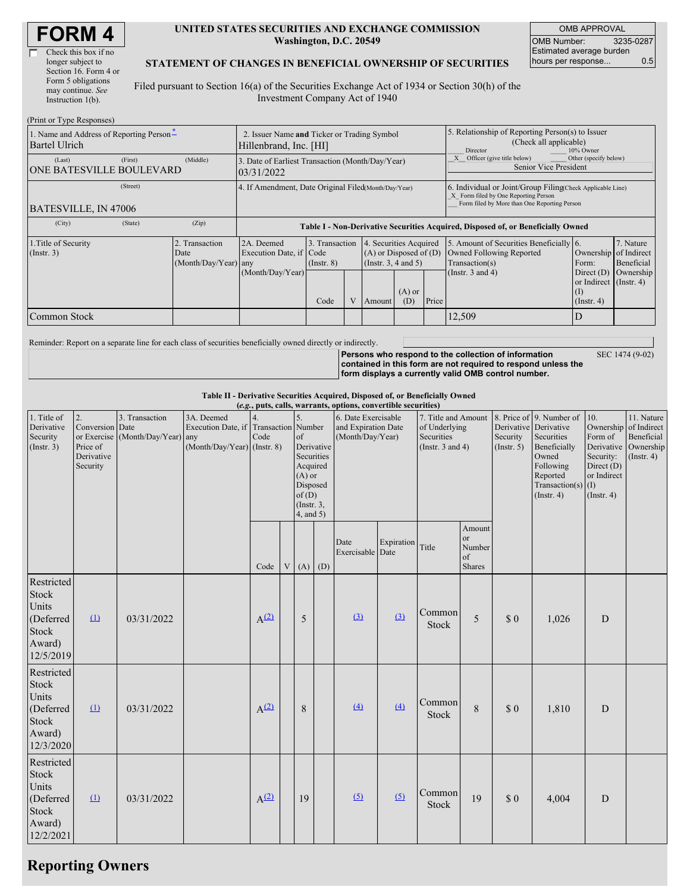# FORM 4

☐ Check this box if no longer subject to Section 16. Form 4 or Form 5 obligations may continue. *See* Instruction 1(b).

**UNITED STATES SECURITIES AND EXCHANGE COMMISSION**
**Washington, D.C. 20549**

**STATEMENT OF CHANGES IN BENEFICIAL OWNERSHIP OF SECURITIES**

Filed pursuant to Section 16(a) of the Securities Exchange Act of 1934 or Section 30(h) of the Investment Company Act of 1940

| OMB APPROVAL | |
|---|---|
| OMB Number: | 3235-0287 |
| Estimated average burden hours per response... | 0.5 |

(Print or Type Responses)

| 1. Name and Address of Reporting Person * | 2. Issuer Name **and** Ticker or Trading Symbol | 5. Relationship of Reporting Person(s) to Issuer (Check all applicable) |
|---|---|---|
| Bartel Ulrich | Hillenbrand, Inc. [HI] | ___ Director ___ 10% Owner |
| (Last) (First) (Middle) ONE BATESVILLE BOULEVARD | 3. Date of Earliest Transaction (Month/Day/Year) 03/31/2022 | _X_ Officer (give title below) ___ Other (specify below) Senior Vice President |
| (Street) BATESVILLE, IN 47006 | 4. If Amendment, Date Original Filed (Month/Day/Year) | 6. Individual or Joint/Group Filing (Check Applicable Line) _X_ Form filed by One Reporting Person ___ Form filed by More than One Reporting Person |
| (City) (State) (Zip) | | |

**Table I - Non-Derivative Securities Acquired, Disposed of, or Beneficially Owned**

| 1.Title of Security (Instr. 3) | 2. Transaction Date (Month/Day/Year) | 2A. Deemed Execution Date, if any (Month/Day/Year) | 3. Transaction Code (Instr. 8) | | 4. Securities Acquired (A) or Disposed of (D) (Instr. 3, 4 and 5) | | | 5. Amount of Securities Beneficially Owned Following Reported Transaction(s) (Instr. 3 and 4) | 6. Ownership Form: Direct (D) or Indirect (I) (Instr. 4) | 7. Nature of Indirect Beneficial Ownership (Instr. 4) |
|---|---|---|---|---|---|---|---|---|---|---|
| | | | Code | V | Amount | (A) or (D) | Price | | | |
| Common Stock | | | | | | | | 12,509 | D | |

Reminder: Report on a separate line for each class of securities beneficially owned directly or indirectly.

**Persons who respond to the collection of information contained in this form are not required to respond unless the form displays a currently valid OMB control number.** SEC 1474 (9-02)

**Table II - Derivative Securities Acquired, Disposed of, or Beneficially Owned**
***(e.g., puts, calls, warrants, options, convertible securities)***

| 1. Title of Derivative Security (Instr. 3) | 2. Conversion or Exercise Price of Derivative Security | 3. Transaction Date (Month/Day/Year) | 3A. Deemed Execution Date, if any (Month/Day/Year) | 4. Transaction Code (Instr. 8) | | 5. Number of Derivative Securities Acquired (A) or Disposed of (D) (Instr. 3, 4, and 5) | | 6. Date Exercisable and Expiration Date (Month/Day/Year) | | 7. Title and Amount of Underlying Securities (Instr. 3 and 4) | | 8. Price of Derivative Security (Instr. 5) | 9. Number of Derivative Securities Beneficially Owned Following Reported Transaction(s) (Instr. 4) | 10. Ownership Form of Derivative Security: Direct (D) or Indirect (I) (Instr. 4) | 11. Nature of Indirect Beneficial Ownership (Instr. 4) |
|---|---|---|---|---|---|---|---|---|---|---|---|---|---|---|---|
| | | | | Code | V | (A) | (D) | Date Exercisable | Expiration Date | Title | Amount or Number of Shares | | | | |
| Restricted Stock Units (Deferred Stock Award) 12/5/2019 | (1) | 03/31/2022 | | A (2) | | 5 | | (3) | (3) | Common Stock | 5 | $ 0 | 1,026 | D | |
| Restricted Stock Units (Deferred Stock Award) 12/3/2020 | (1) | 03/31/2022 | | A (2) | | 8 | | (4) | (4) | Common Stock | 8 | $ 0 | 1,810 | D | |
| Restricted Stock Units (Deferred Stock Award) 12/2/2021 | (1) | 03/31/2022 | | A (2) | | 19 | | (5) | (5) | Common Stock | 19 | $ 0 | 4,004 | D | |

## Reporting Owners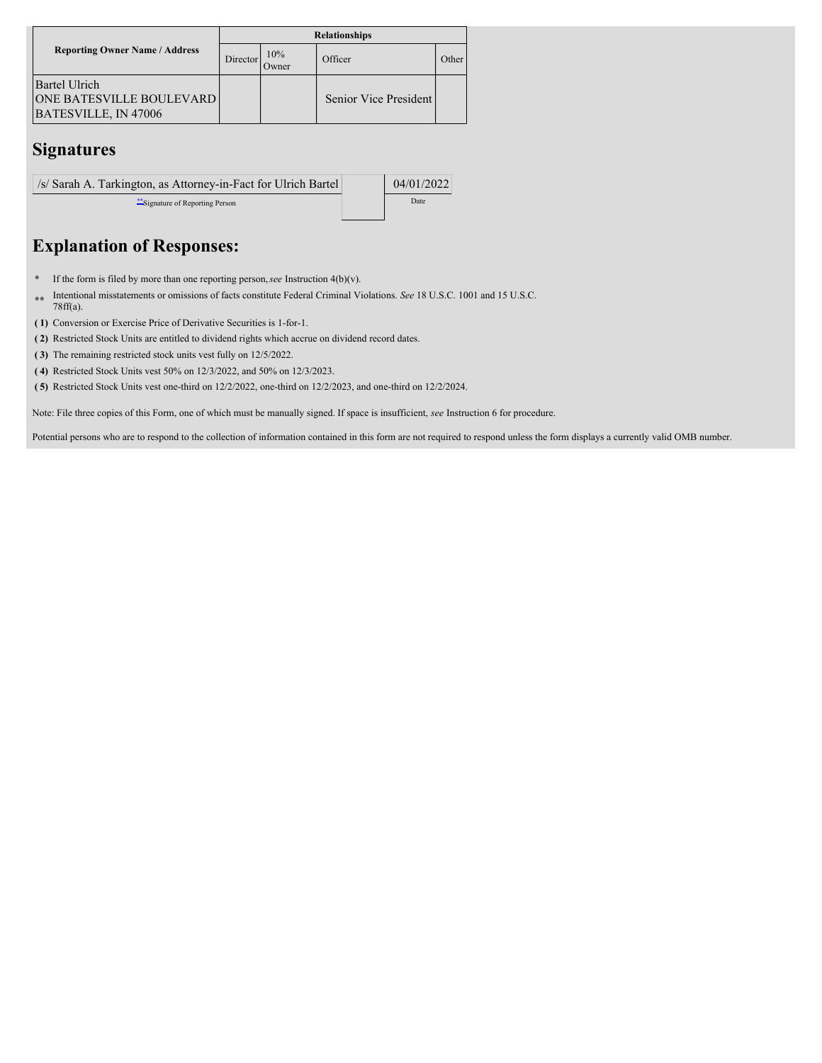| Reporting Owner Name / Address | Relationships | | | |
|---|---|---|---|---|
| | Director | 10% Owner | Officer | Other |
| Bartel Ulrich<br>ONE BATESVILLE BOULEVARD<br>BATESVILLE, IN 47006 | | | Senior Vice President | |

## Signatures

| | | |
|---|---|---|
| /s/ Sarah A. Tarkington, as Attorney-in-Fact for Ulrich Bartel | | 04/01/2022 |
| **Signature of Reporting Person | | Date |

## Explanation of Responses:

- \* If the form is filed by more than one reporting person, *see* Instruction 4(b)(v).
- \*\* Intentional misstatements or omissions of facts constitute Federal Criminal Violations. *See* 18 U.S.C. 1001 and 15 U.S.C. 78ff(a).
- ( 1) Conversion or Exercise Price of Derivative Securities is 1-for-1.
- ( 2) Restricted Stock Units are entitled to dividend rights which accrue on dividend record dates.
- ( 3) The remaining restricted stock units vest fully on 12/5/2022.
- ( 4) Restricted Stock Units vest 50% on 12/3/2022, and 50% on 12/3/2023.
- ( 5) Restricted Stock Units vest one-third on 12/2/2022, one-third on 12/2/2023, and one-third on 12/2/2024.

Note: File three copies of this Form, one of which must be manually signed. If space is insufficient, *see* Instruction 6 for procedure.

Potential persons who are to respond to the collection of information contained in this form are not required to respond unless the form displays a currently valid OMB number.